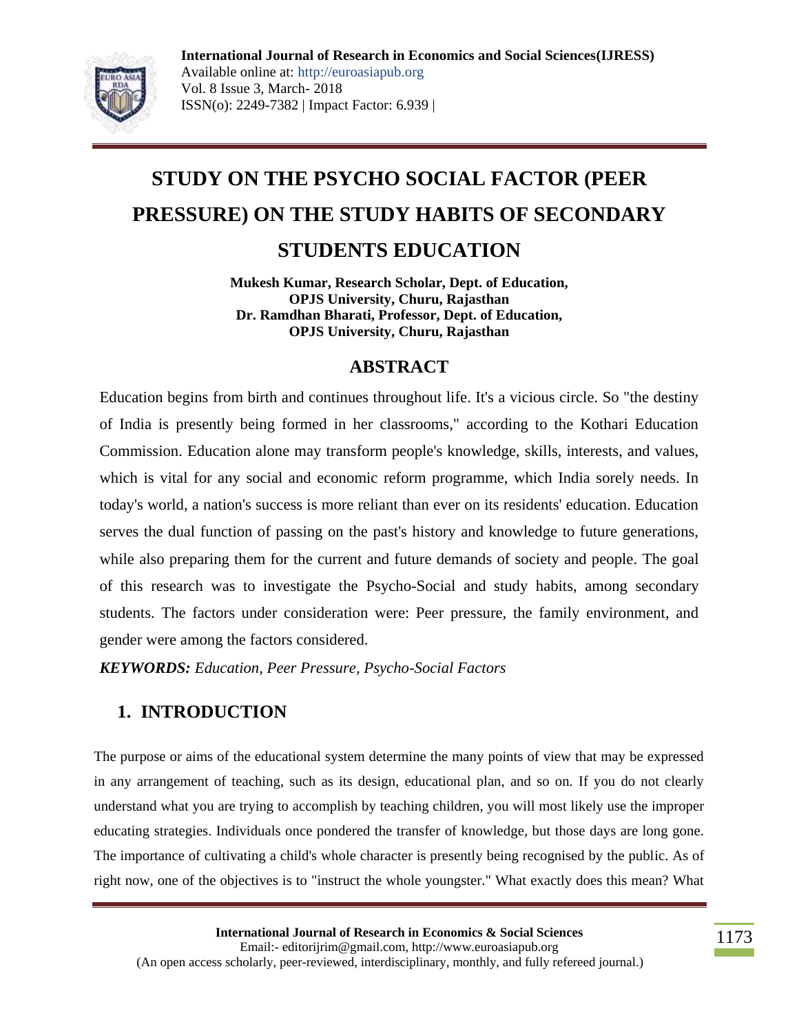# STUDY ON THE PSYCHO SOCIAL FACTOR (PEER PRESSURE) ON THE STUDY HABITS OF SECONDARY STUDENTS EDUCATION

**Mukesh Kumar, Research Scholar, Dept. of Education, OPJS University, Churu, Rajasthan**
**Dr. Ramdhan Bharati, Professor, Dept. of Education, OPJS University, Churu, Rajasthan**

## ABSTRACT

Education begins from birth and continues throughout life. It's a vicious circle. So "the destiny of India is presently being formed in her classrooms," according to the Kothari Education Commission. Education alone may transform people's knowledge, skills, interests, and values, which is vital for any social and economic reform programme, which India sorely needs. In today's world, a nation's success is more reliant than ever on its residents' education. Education serves the dual function of passing on the past's history and knowledge to future generations, while also preparing them for the current and future demands of society and people. The goal of this research was to investigate the Psycho-Social and study habits, among secondary students. The factors under consideration were: Peer pressure, the family environment, and gender were among the factors considered.

***KEYWORDS:*** *Education, Peer Pressure, Psycho-Social Factors*

## 1. INTRODUCTION

The purpose or aims of the educational system determine the many points of view that may be expressed in any arrangement of teaching, such as its design, educational plan, and so on. If you do not clearly understand what you are trying to accomplish by teaching children, you will most likely use the improper educating strategies. Individuals once pondered the transfer of knowledge, but those days are long gone. The importance of cultivating a child's whole character is presently being recognised by the public. As of right now, one of the objectives is to "instruct the whole youngster." What exactly does this mean? What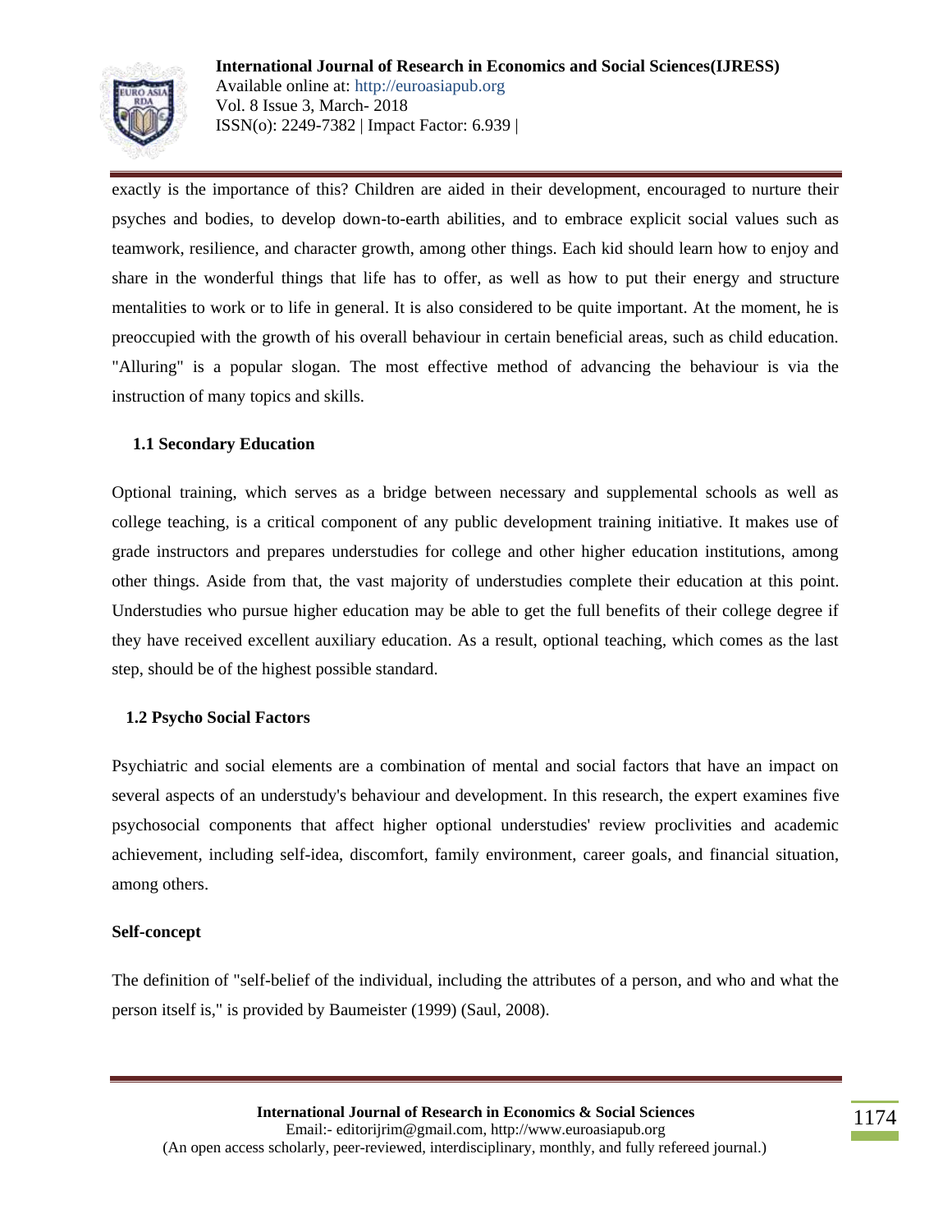exactly is the importance of this? Children are aided in their development, encouraged to nurture their psyches and bodies, to develop down-to-earth abilities, and to embrace explicit social values such as teamwork, resilience, and character growth, among other things. Each kid should learn how to enjoy and share in the wonderful things that life has to offer, as well as how to put their energy and structure mentalities to work or to life in general. It is also considered to be quite important. At the moment, he is preoccupied with the growth of his overall behaviour in certain beneficial areas, such as child education. "Alluring" is a popular slogan. The most effective method of advancing the behaviour is via the instruction of many topics and skills.

### 1.1 Secondary Education

Optional training, which serves as a bridge between necessary and supplemental schools as well as college teaching, is a critical component of any public development training initiative. It makes use of grade instructors and prepares understudies for college and other higher education institutions, among other things. Aside from that, the vast majority of understudies complete their education at this point. Understudies who pursue higher education may be able to get the full benefits of their college degree if they have received excellent auxiliary education. As a result, optional teaching, which comes as the last step, should be of the highest possible standard.

### 1.2 Psycho Social Factors

Psychiatric and social elements are a combination of mental and social factors that have an impact on several aspects of an understudy's behaviour and development. In this research, the expert examines five psychosocial components that affect higher optional understudies' review proclivities and academic achievement, including self-idea, discomfort, family environment, career goals, and financial situation, among others.

**Self-concept**

The definition of "self-belief of the individual, including the attributes of a person, and who and what the person itself is," is provided by Baumeister (1999) (Saul, 2008).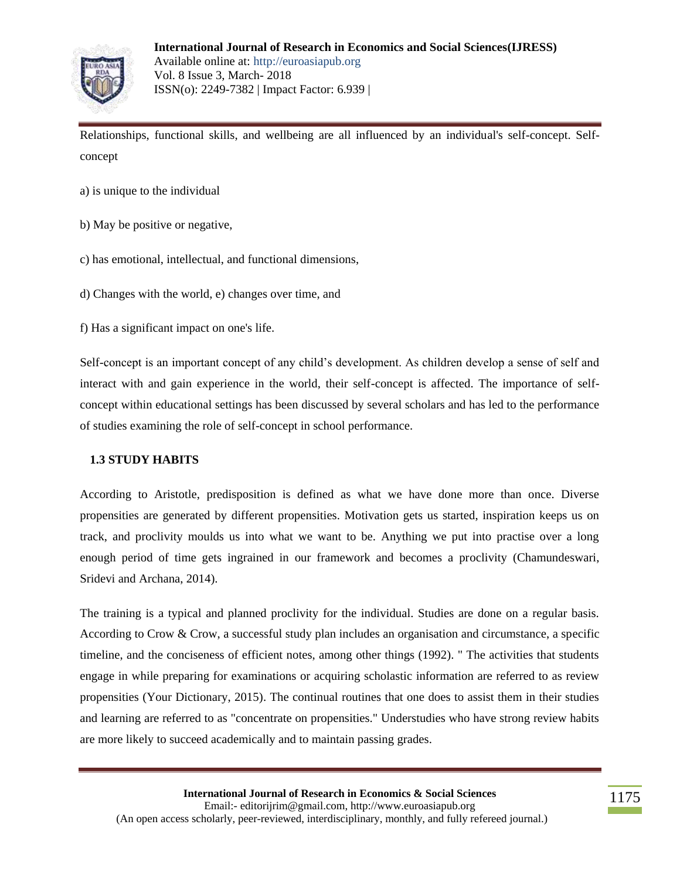Relationships, functional skills, and wellbeing are all influenced by an individual's self-concept. Self-concept

a) is unique to the individual

b) May be positive or negative,

c) has emotional, intellectual, and functional dimensions,

d) Changes with the world, e) changes over time, and

f) Has a significant impact on one's life.

Self-concept is an important concept of any child's development. As children develop a sense of self and interact with and gain experience in the world, their self-concept is affected. The importance of self-concept within educational settings has been discussed by several scholars and has led to the performance of studies examining the role of self-concept in school performance.

### 1.3 STUDY HABITS

According to Aristotle, predisposition is defined as what we have done more than once. Diverse propensities are generated by different propensities. Motivation gets us started, inspiration keeps us on track, and proclivity moulds us into what we want to be. Anything we put into practise over a long enough period of time gets ingrained in our framework and becomes a proclivity (Chamundeswari, Sridevi and Archana, 2014).

The training is a typical and planned proclivity for the individual. Studies are done on a regular basis. According to Crow & Crow, a successful study plan includes an organisation and circumstance, a specific timeline, and the conciseness of efficient notes, among other things (1992). " The activities that students engage in while preparing for examinations or acquiring scholastic information are referred to as review propensities (Your Dictionary, 2015). The continual routines that one does to assist them in their studies and learning are referred to as "concentrate on propensities." Understudies who have strong review habits are more likely to succeed academically and to maintain passing grades.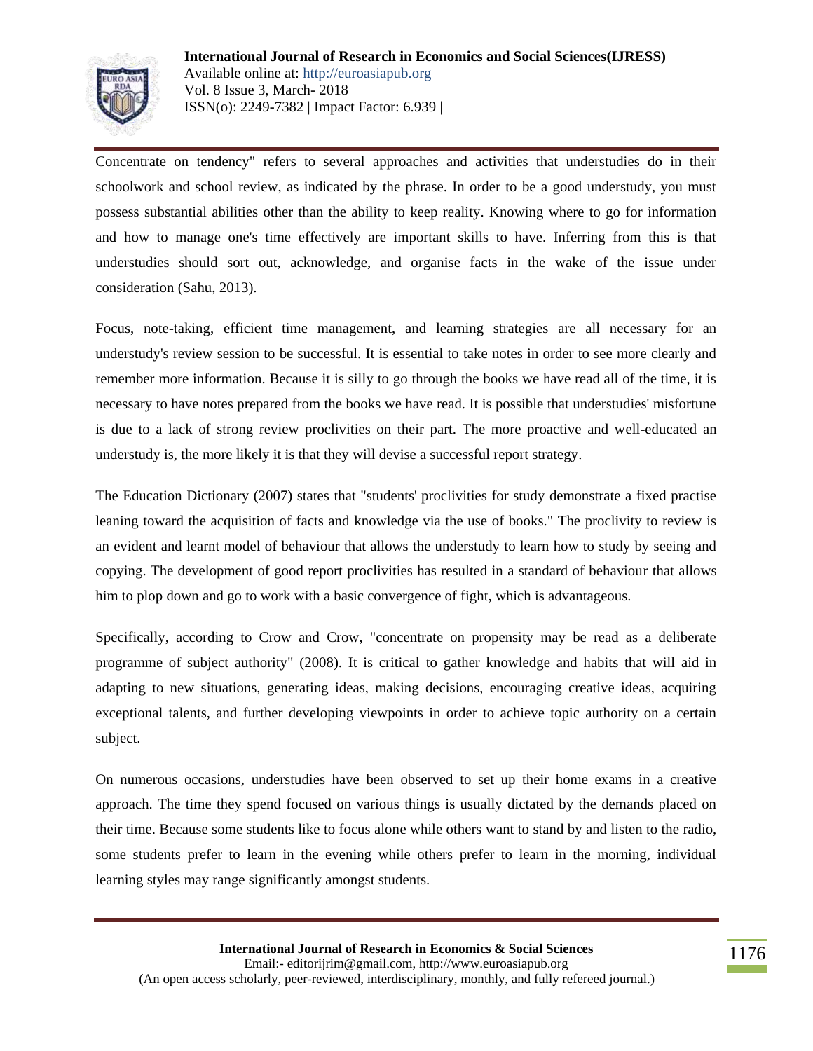Concentrate on tendency" refers to several approaches and activities that understudies do in their schoolwork and school review, as indicated by the phrase. In order to be a good understudy, you must possess substantial abilities other than the ability to keep reality. Knowing where to go for information and how to manage one's time effectively are important skills to have. Inferring from this is that understudies should sort out, acknowledge, and organise facts in the wake of the issue under consideration (Sahu, 2013).

Focus, note-taking, efficient time management, and learning strategies are all necessary for an understudy's review session to be successful. It is essential to take notes in order to see more clearly and remember more information. Because it is silly to go through the books we have read all of the time, it is necessary to have notes prepared from the books we have read. It is possible that understudies' misfortune is due to a lack of strong review proclivities on their part. The more proactive and well-educated an understudy is, the more likely it is that they will devise a successful report strategy.

The Education Dictionary (2007) states that "students' proclivities for study demonstrate a fixed practise leaning toward the acquisition of facts and knowledge via the use of books." The proclivity to review is an evident and learnt model of behaviour that allows the understudy to learn how to study by seeing and copying. The development of good report proclivities has resulted in a standard of behaviour that allows him to plop down and go to work with a basic convergence of fight, which is advantageous.

Specifically, according to Crow and Crow, "concentrate on propensity may be read as a deliberate programme of subject authority" (2008). It is critical to gather knowledge and habits that will aid in adapting to new situations, generating ideas, making decisions, encouraging creative ideas, acquiring exceptional talents, and further developing viewpoints in order to achieve topic authority on a certain subject.

On numerous occasions, understudies have been observed to set up their home exams in a creative approach. The time they spend focused on various things is usually dictated by the demands placed on their time. Because some students like to focus alone while others want to stand by and listen to the radio, some students prefer to learn in the evening while others prefer to learn in the morning, individual learning styles may range significantly amongst students.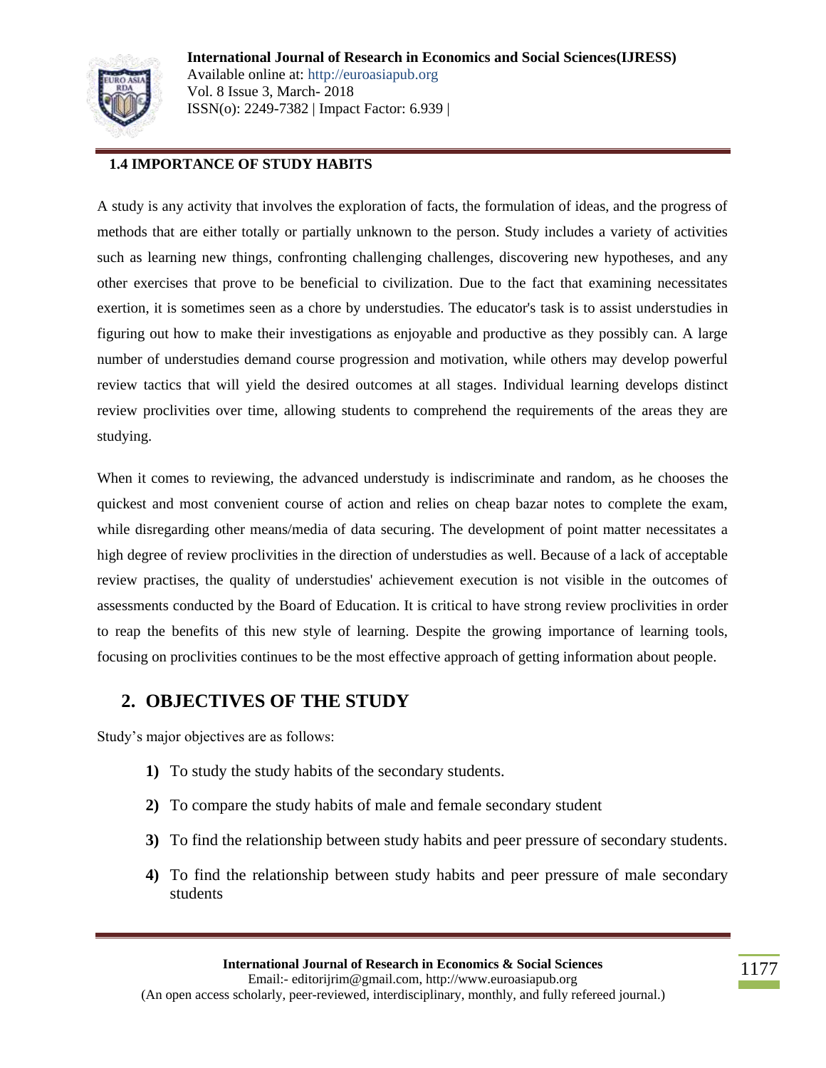### 1.4 IMPORTANCE OF STUDY HABITS

A study is any activity that involves the exploration of facts, the formulation of ideas, and the progress of methods that are either totally or partially unknown to the person. Study includes a variety of activities such as learning new things, confronting challenging challenges, discovering new hypotheses, and any other exercises that prove to be beneficial to civilization. Due to the fact that examining necessitates exertion, it is sometimes seen as a chore by understudies. The educator's task is to assist understudies in figuring out how to make their investigations as enjoyable and productive as they possibly can. A large number of understudies demand course progression and motivation, while others may develop powerful review tactics that will yield the desired outcomes at all stages. Individual learning develops distinct review proclivities over time, allowing students to comprehend the requirements of the areas they are studying.

When it comes to reviewing, the advanced understudy is indiscriminate and random, as he chooses the quickest and most convenient course of action and relies on cheap bazar notes to complete the exam, while disregarding other means/media of data securing. The development of point matter necessitates a high degree of review proclivities in the direction of understudies as well. Because of a lack of acceptable review practises, the quality of understudies' achievement execution is not visible in the outcomes of assessments conducted by the Board of Education. It is critical to have strong review proclivities in order to reap the benefits of this new style of learning. Despite the growing importance of learning tools, focusing on proclivities continues to be the most effective approach of getting information about people.

## 2. OBJECTIVES OF THE STUDY

Study's major objectives are as follows:

1) To study the study habits of the secondary students.
2) To compare the study habits of male and female secondary student
3) To find the relationship between study habits and peer pressure of secondary students.
4) To find the relationship between study habits and peer pressure of male secondary students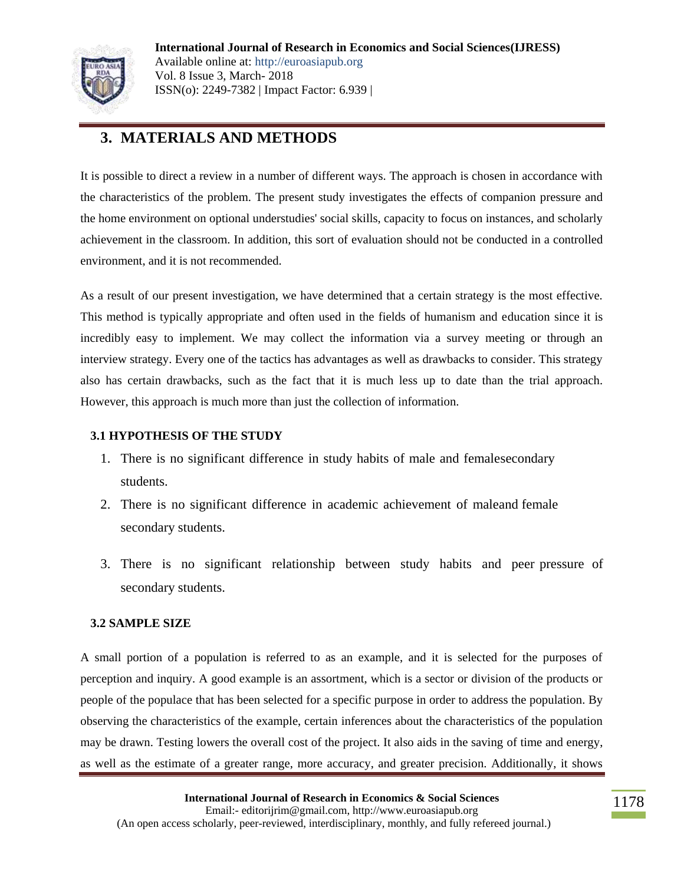## 3. MATERIALS AND METHODS

It is possible to direct a review in a number of different ways. The approach is chosen in accordance with the characteristics of the problem. The present study investigates the effects of companion pressure and the home environment on optional understudies' social skills, capacity to focus on instances, and scholarly achievement in the classroom. In addition, this sort of evaluation should not be conducted in a controlled environment, and it is not recommended.

As a result of our present investigation, we have determined that a certain strategy is the most effective. This method is typically appropriate and often used in the fields of humanism and education since it is incredibly easy to implement. We may collect the information via a survey meeting or through an interview strategy. Every one of the tactics has advantages as well as drawbacks to consider. This strategy also has certain drawbacks, such as the fact that it is much less up to date than the trial approach. However, this approach is much more than just the collection of information.

### 3.1 HYPOTHESIS OF THE STUDY

1. There is no significant difference in study habits of male and femalesecondary students.
2. There is no significant difference in academic achievement of maleand female secondary students.
3. There is no significant relationship between study habits and peer pressure of secondary students.

### 3.2 SAMPLE SIZE

A small portion of a population is referred to as an example, and it is selected for the purposes of perception and inquiry. A good example is an assortment, which is a sector or division of the products or people of the populace that has been selected for a specific purpose in order to address the population. By observing the characteristics of the example, certain inferences about the characteristics of the population may be drawn. Testing lowers the overall cost of the project. It also aids in the saving of time and energy, as well as the estimate of a greater range, more accuracy, and greater precision. Additionally, it shows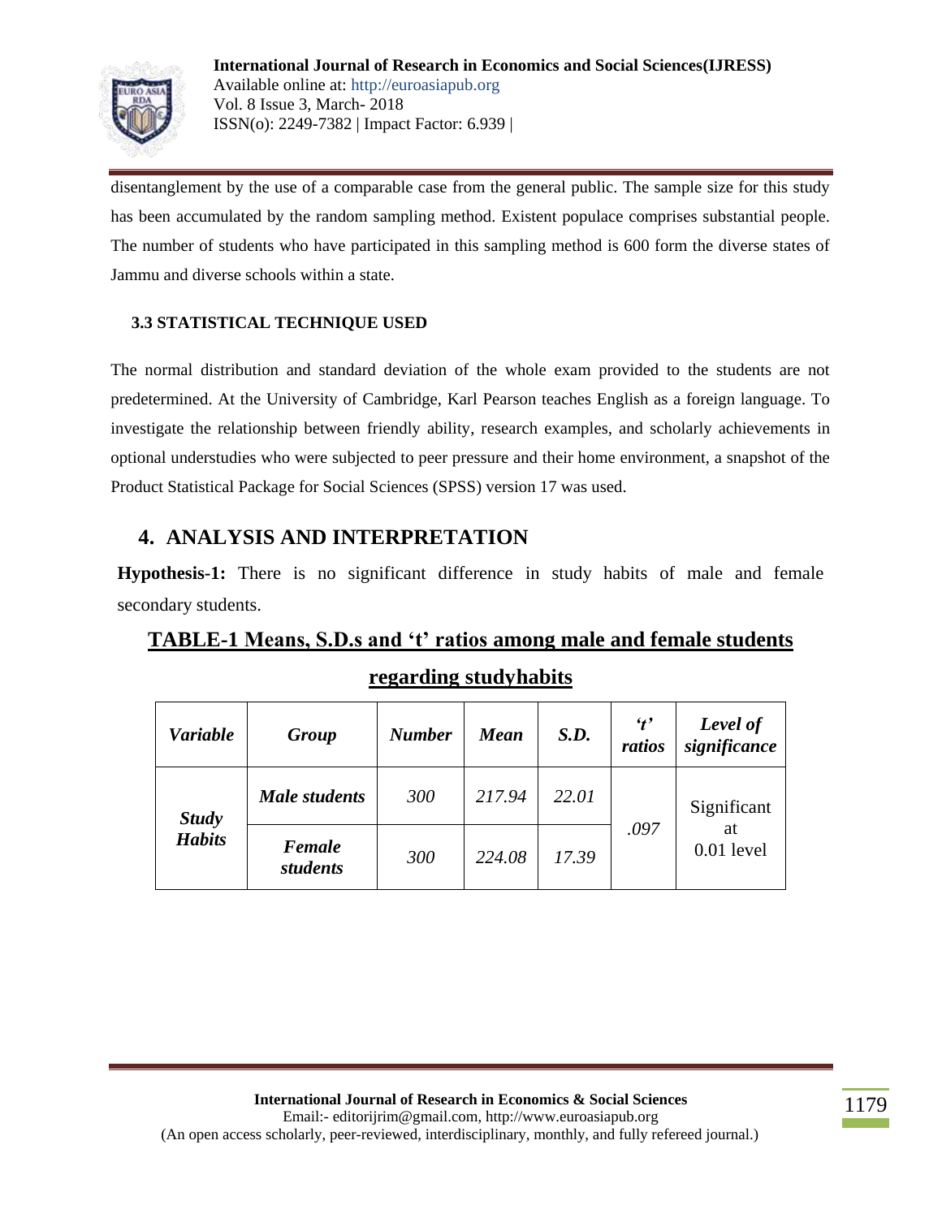disentanglement by the use of a comparable case from the general public. The sample size for this study has been accumulated by the random sampling method. Existent populace comprises substantial people. The number of students who have participated in this sampling method is 600 form the diverse states of Jammu and diverse schools within a state.

### 3.3 STATISTICAL TECHNIQUE USED

The normal distribution and standard deviation of the whole exam provided to the students are not predetermined. At the University of Cambridge, Karl Pearson teaches English as a foreign language. To investigate the relationship between friendly ability, research examples, and scholarly achievements in optional understudies who were subjected to peer pressure and their home environment, a snapshot of the Product Statistical Package for Social Sciences (SPSS) version 17 was used.

## 4. ANALYSIS AND INTERPRETATION

**Hypothesis-1:** There is no significant difference in study habits of male and female secondary students.

**TABLE-1 Means, S.D.s and 't' ratios among male and female students regarding studyhabits**

| *Variable* | *Group* | *Number* | *Mean* | *S.D.* | *'t' ratios* | *Level of significance* |
|---|---|---|---|---|---|---|
| ***Study Habits*** | ***Male students*** | *300* | *217.94* | *22.01* | *.097* | Significant at 0.01 level |
| | ***Female students*** | *300* | *224.08* | *17.39* | | |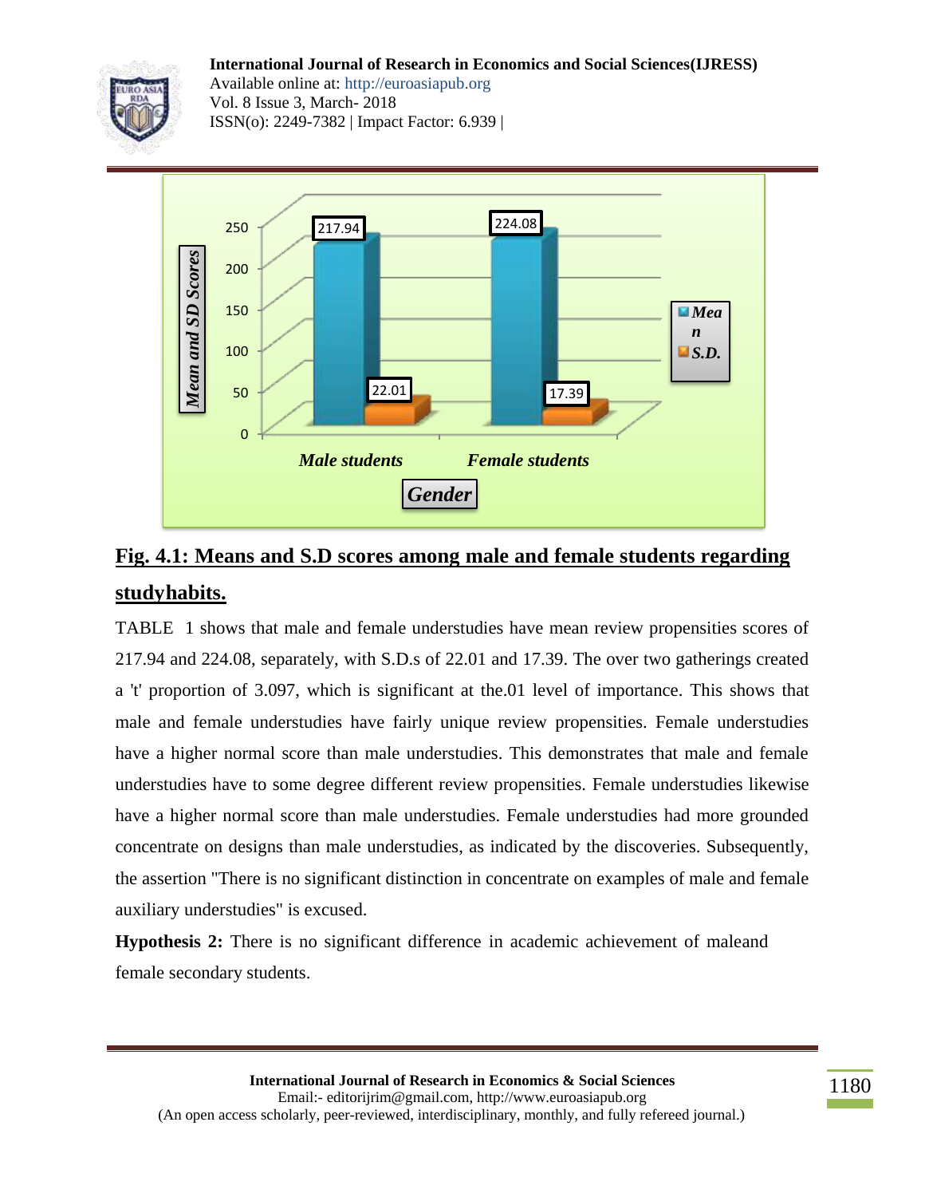**Fig. 4.1: Means and S.D scores among male and female students regarding studyhabits.**

TABLE 1 shows that male and female understudies have mean review propensities scores of 217.94 and 224.08, separately, with S.D.s of 22.01 and 17.39. The over two gatherings created a 't' proportion of 3.097, which is significant at the.01 level of importance. This shows that male and female understudies have fairly unique review propensities. Female understudies have a higher normal score than male understudies. This demonstrates that male and female understudies have to some degree different review propensities. Female understudies likewise have a higher normal score than male understudies. Female understudies had more grounded concentrate on designs than male understudies, as indicated by the discoveries. Subsequently, the assertion "There is no significant distinction in concentrate on examples of male and female auxiliary understudies" is excused.

**Hypothesis 2:** There is no significant difference in academic achievement of maleand female secondary students.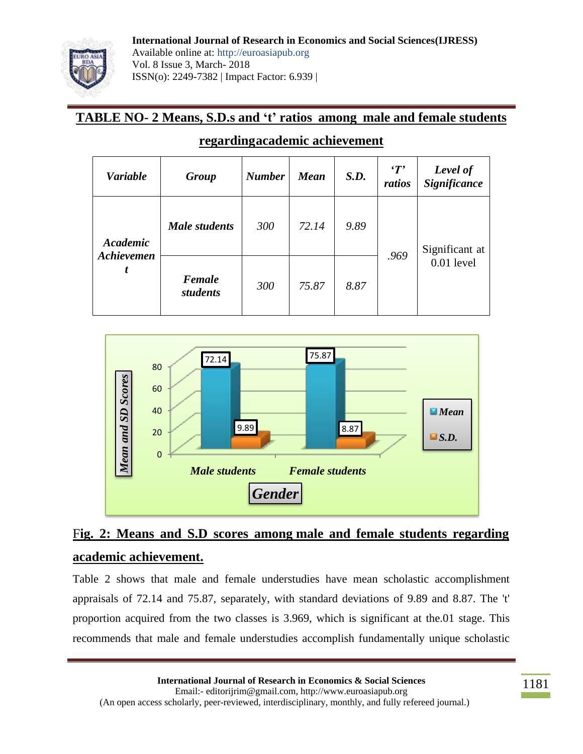**TABLE NO- 2 Means, S.D.s and 't' ratios among male and female students regardingacademic achievement**

| *Variable* | *Group* | *Number* | *Mean* | *S.D.* | *'T' ratios* | *Level of Significance* |
|---|---|---|---|---|---|---|
| ***Academic Achievement*** | ***Male students*** | *300* | *72.14* | *9.89* | *.969* | Significant at 0.01 level |
| | ***Female students*** | *300* | *75.87* | *8.87* | | |

**Fig. 2: Means and S.D scores among male and female students regarding academic achievement.**

Table 2 shows that male and female understudies have mean scholastic accomplishment appraisals of 72.14 and 75.87, separately, with standard deviations of 9.89 and 8.87. The 't' proportion acquired from the two classes is 3.969, which is significant at the.01 stage. This recommends that male and female understudies accomplish fundamentally unique scholastic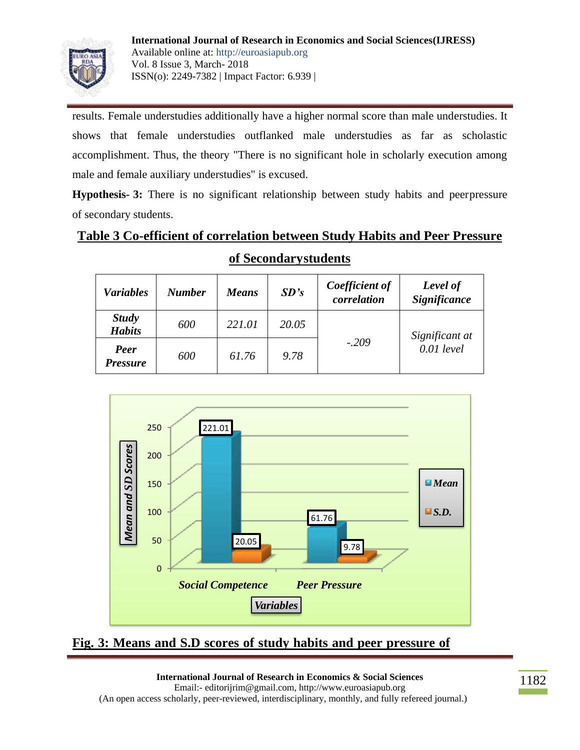results. Female understudies additionally have a higher normal score than male understudies. It shows that female understudies outflanked male understudies as far as scholastic accomplishment. Thus, the theory "There is no significant hole in scholarly execution among male and female auxiliary understudies" is excused.

**Hypothesis- 3:** There is no significant relationship between study habits and peerpressure of secondary students.

## Table 3 Co-efficient of correlation between Study Habits and Peer Pressure of Secondarystudents

| *Variables* | *Number* | *Means* | *SD's* | *Coefficient of correlation* | *Level of Significance* |
|---|---|---|---|---|---|
| ***Study Habits*** | *600* | *221.01* | *20.05* | *-.209* | *Significant at 0.01 level* |
| ***Peer Pressure*** | *600* | *61.76* | *9.78* | | |

**Fig. 3: Means and S.D scores of study habits and peer pressure of**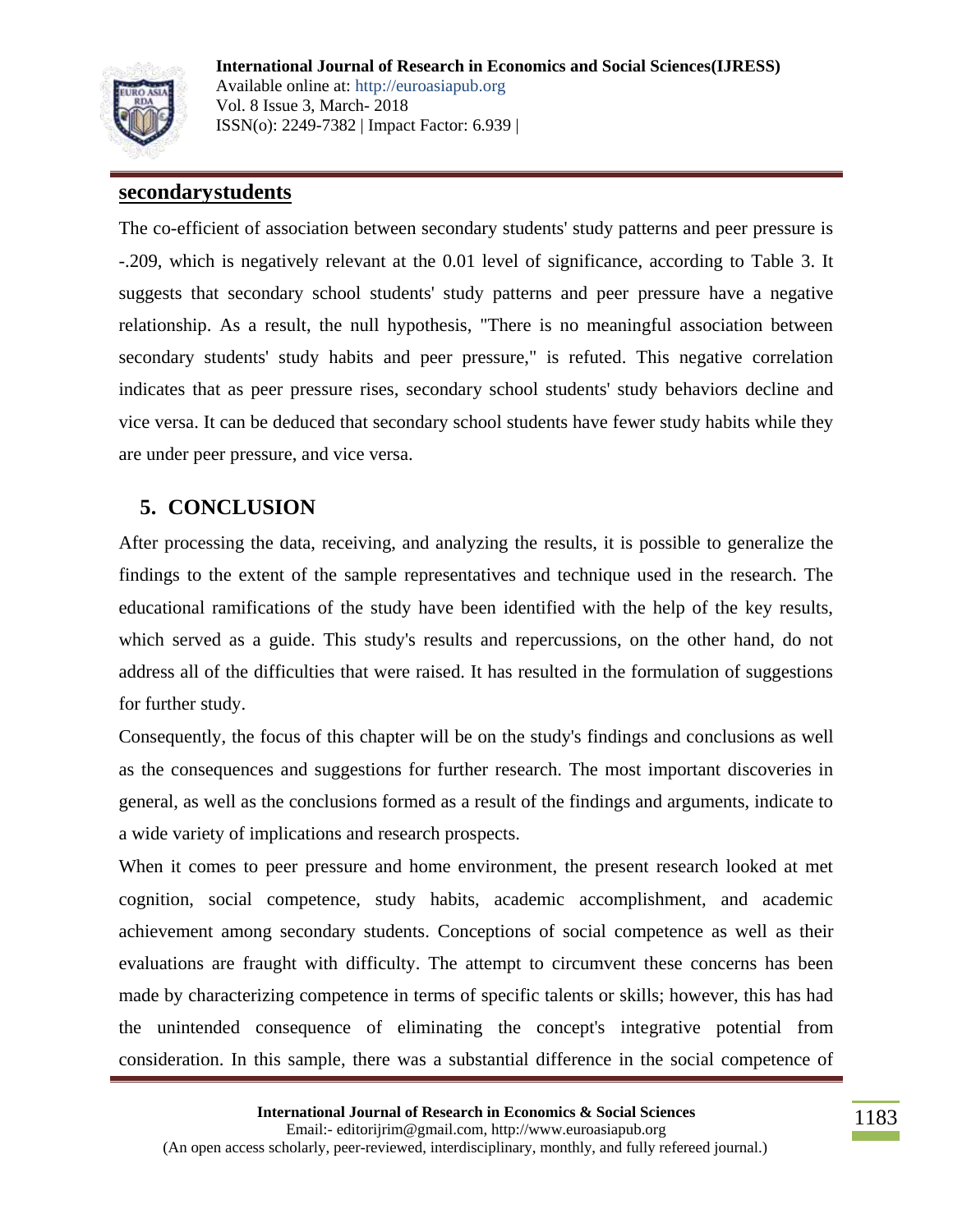## secondarystudents

The co-efficient of association between secondary students' study patterns and peer pressure is -.209, which is negatively relevant at the 0.01 level of significance, according to Table 3. It suggests that secondary school students' study patterns and peer pressure have a negative relationship. As a result, the null hypothesis, "There is no meaningful association between secondary students' study habits and peer pressure," is refuted. This negative correlation indicates that as peer pressure rises, secondary school students' study behaviors decline and vice versa. It can be deduced that secondary school students have fewer study habits while they are under peer pressure, and vice versa.

## 5. CONCLUSION

After processing the data, receiving, and analyzing the results, it is possible to generalize the findings to the extent of the sample representatives and technique used in the research. The educational ramifications of the study have been identified with the help of the key results, which served as a guide. This study's results and repercussions, on the other hand, do not address all of the difficulties that were raised. It has resulted in the formulation of suggestions for further study.

Consequently, the focus of this chapter will be on the study's findings and conclusions as well as the consequences and suggestions for further research. The most important discoveries in general, as well as the conclusions formed as a result of the findings and arguments, indicate to a wide variety of implications and research prospects.

When it comes to peer pressure and home environment, the present research looked at met cognition, social competence, study habits, academic accomplishment, and academic achievement among secondary students. Conceptions of social competence as well as their evaluations are fraught with difficulty. The attempt to circumvent these concerns has been made by characterizing competence in terms of specific talents or skills; however, this has had the unintended consequence of eliminating the concept's integrative potential from consideration. In this sample, there was a substantial difference in the social competence of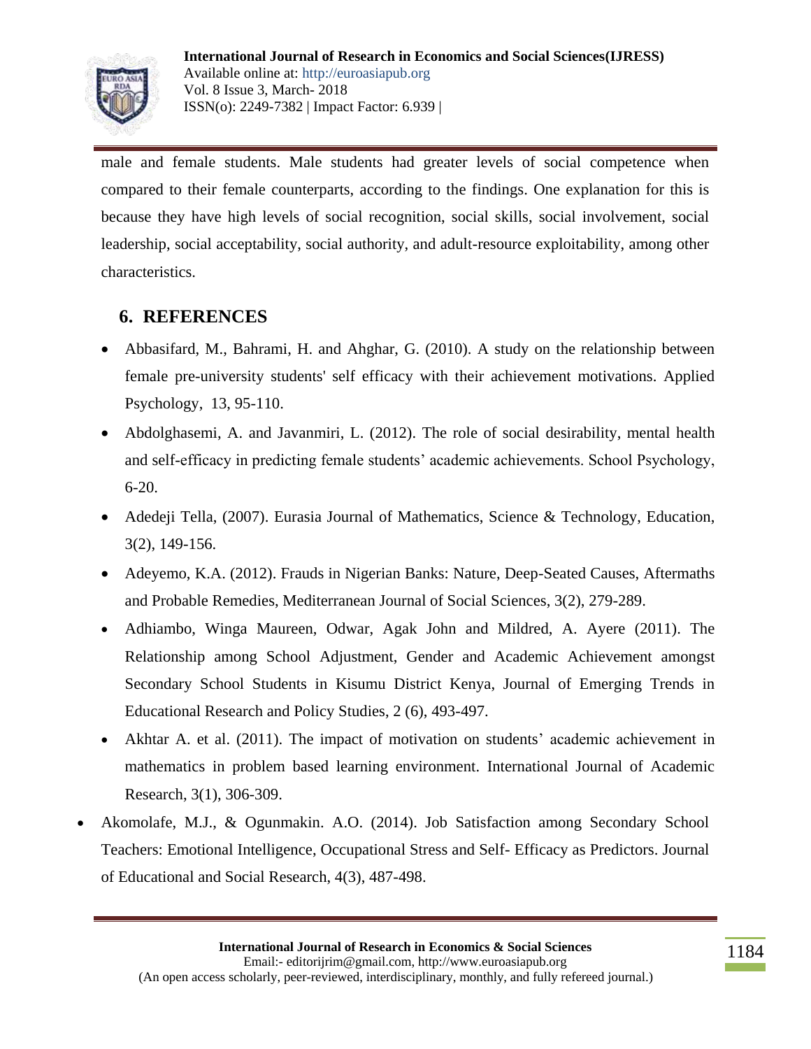male and female students. Male students had greater levels of social competence when compared to their female counterparts, according to the findings. One explanation for this is because they have high levels of social recognition, social skills, social involvement, social leadership, social acceptability, social authority, and adult-resource exploitability, among other characteristics.

## 6. REFERENCES

- Abbasifard, M., Bahrami, H. and Ahghar, G. (2010). A study on the relationship between female pre-university students' self efficacy with their achievement motivations. Applied Psychology, 13, 95-110.
- Abdolghasemi, A. and Javanmiri, L. (2012). The role of social desirability, mental health and self-efficacy in predicting female students' academic achievements. School Psychology, 6-20.
- Adedeji Tella, (2007). Eurasia Journal of Mathematics, Science & Technology, Education, 3(2), 149-156.
- Adeyemo, K.A. (2012). Frauds in Nigerian Banks: Nature, Deep-Seated Causes, Aftermaths and Probable Remedies, Mediterranean Journal of Social Sciences, 3(2), 279-289.
- Adhiambo, Winga Maureen, Odwar, Agak John and Mildred, A. Ayere (2011). The Relationship among School Adjustment, Gender and Academic Achievement amongst Secondary School Students in Kisumu District Kenya, Journal of Emerging Trends in Educational Research and Policy Studies, 2 (6), 493-497.
- Akhtar A. et al. (2011). The impact of motivation on students' academic achievement in mathematics in problem based learning environment. International Journal of Academic Research, 3(1), 306-309.
- Akomolafe, M.J., & Ogunmakin. A.O. (2014). Job Satisfaction among Secondary School Teachers: Emotional Intelligence, Occupational Stress and Self- Efficacy as Predictors. Journal of Educational and Social Research, 4(3), 487-498.